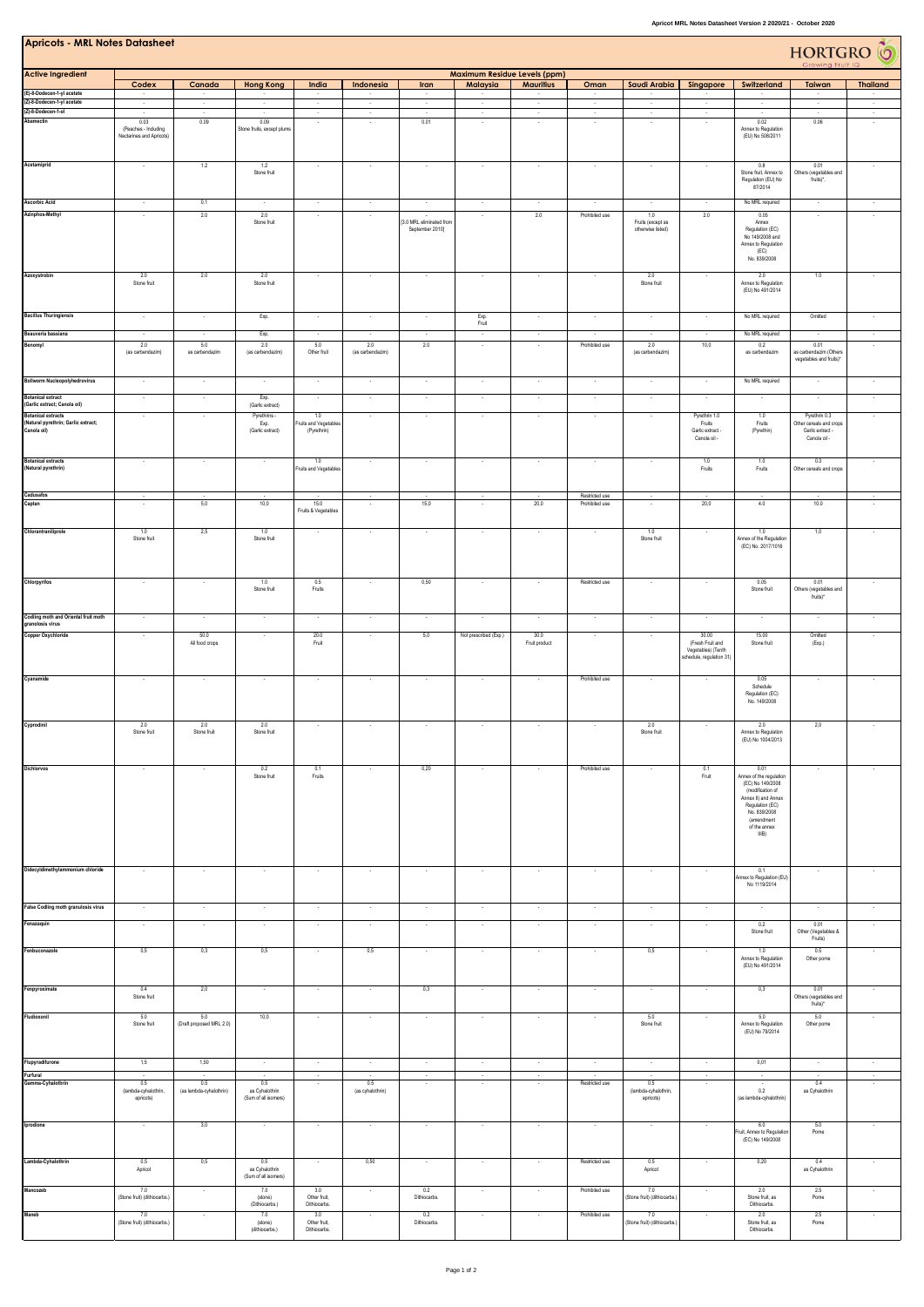# Apricots - MRL Notes Datasheet

HORTGRO Growing Fruit IQ

| Active Ingredient | Maximum Residue Levels (ppm) | | | | | | | | | | | | | |
|---|---|---|---|---|---|---|---|---|---|---|---|---|---|---|
| | Codex | Canada | Hong Kong | India | Indonesia | Iran | Malaysia | Mauritius | Oman | Saudi Arabia | Singapore | Switzerland | Taiwan | Thailand |
| (E)-8-Dodecen-1-yl acetate | - | - | - | - | - | - | - | - | - | - | - | - | - | - |
| (Z)-8-Dodecen-1-yl acetate | - | - | - | - | - | - | - | - | - | - | - | - | - | - |
| (Z)-8-Dodecen-1-ol | - | - | - | - | - | - | - | - | - | - | - | - | - | - |
| Abamectin | 0.03 (Peaches - Including Nectarines and Apricots) | 0.09 | 0.09 Stone fruits, except plums | - | - | 0.01 | - | - | - | - | - | 0.02 Annex to Regulation (EU) No 508/2011 | 0.06 | - |
| Acetamiprid | - | 1.2 | 1.2 Stone fruit | - | - | - | - | - | - | - | - | 0.8 Stone fruit, Annex to Regulation (EU) No 87/2014 | 0.01 Others (vegetables and fruits)* | - |
| Ascorbic Acid | - | 0.1 | - | - | - | - | - | - | - | - | - | No MRL required | - | - |
| Azinphos-Methyl | - | 2.0 | 2.0 Stone fruit | - | - | - [3.0 MRL eliminated from September 2010] | - | 2.0 | Prohibited use | 1.0 Fruits (except as otherwise listed) | 2.0 | 0.05 Annex Regulation (EC) No 149/2008 and Annex to Regulation (EC) No. 839/2008 | - | - |
| Azoxystrobin | 2.0 Stone fruit | 2.0 | 2.0 Stone fruit | - | - | - | - | - | - | 2.0 Stone fruit | - | 2.0 Annex to Regulation (EU) No 491/2014 | 1.0 | - |
| Bacillus Thuringiensis | - | - | Exp. | - | - | - | Exp. Fruit | - | - | - | - | No MRL required | Omitted | - |
| Beauveria bassiana | - | - | Exp. | - | - | - | - | - | - | - | - | No MRL required | - | - |
| Benomyl | 2.0 (as carbendazim) | 5.0 as carbendazim | 2.0 (as carbendazim) | 5.0 Other fruit | 2.0 (as carbendazim) | 2.0 | - | - | Prohibited use | 2.0 (as carbendazim) | 10.0 | 0.2 as carbendazim | 0.01 as carbendazim (Others vegetables and fruits)* | - |
| Bollworm Nucleopolyhedrovirus | - | - | - | - | - | - | - | - | - | - | - | No MRL required | - | - |
| Botanical extract (Garlic extract; Canola oil) | - | - | Exp. (Garlic extract) | - | - | - | - | - | - | - | - | - | - | - |
| Botanical extracts (Natural pyrethrin; Garlic extract; Canola oil) | - | - | Pyrethrins - Exp. (Garlic extract) | 1.0 Fruits and Vegetables (Pyrethrin) | - | - | - | - | - | - | Pyrethrin 1.0 Fruits Garlic extract - Canola oil - | 1.0 Fruits (Pyrethrin) | Pyrethrin 0.3 Other cereals and crops Garlic extract - Canola oil - | - |
| Botanical extracts (Natural pyrethrin) | - | - | - | 1.0 Fruits and Vegetables | - | - | - | - | - | - | 1.0 Fruits | 1.0 Fruits | 0.3 Other cereals and crops | - |
| Cadusafos | - | - | - | - | - | - | - | - | Restricted use | - | - | - | - | - |
| Captan | - | 5.0 | 10.0 | 15.0 Fruits & Vegetables | - | 15.0 | - | 20.0 | Prohibited use | - | 20.0 | 4.0 | 10.0 | - |
| Chlorantraniliprole | 1.0 Stone fruit | 2.5 | 1.0 Stone fruit | - | - | - | - | - | - | 1.0 Stone fruit | - | 1.0 Annex of the Regulation (EC) No. 2017/1016 | 1.0 | - |
| Chlorpyrifos | - | - | 1.0 Stone fruit | 0.5 Fruits | - | 0.50 | - | - | Restricted use | - | - | 0.05 Stone fruit | 0.01 Others (vegetables and fruits)* | - |
| Codling moth and Oriental fruit moth granulosis virus | - | - | - | - | - | - | - | - | - | - | - | - | - | - |
| Copper Oxychloride | - | 50.0 All food crops | - | 20.0 Fruit | - | 5.0 | Not prescribed (Exp.) | 30.0 Fruit product | - | - | 30.00 (Fresh Fruit and Vegetables) (Tenth schedule, regulation 31) | 15.00 Stone fruit | Omitted (Exp.) | - |
| Cyanamide | - | - | - | - | - | - | - | - | Prohibited use | - | - | 0.05 Schedule: Regulation (EC) No. 149/2008 | - | - |
| Cyprodinil | 2.0 Stone fruit | 2.0 Stone fruit | 2.0 Stone fruit | - | - | - | - | - | - | 2.0 Stone fruit | - | 2.0 Annex to Regulation (EU) No 1004/2013 | 2.0 | - |
| Dichlorvos | - | - | 0.2 Stone fruit | 0.1 Fruits | - | 0.20 | - | - | Prohibited use | - | 0.1 Fruit | 0.01 Annex of the regulation (EC) No 149/2008 (modification of Annex II) and Annex Regulation (EC) No. 839/2008 (amendment of the annex IIIB) | - | - |
| Didecyldimethylammonium chloride | - | - | - | - | - | - | - | - | - | - | - | 0.1 Annex to Regulation (EU) No 1119/2014 | - | - |
| False Codling moth granulosis virus | - | - | - | - | - | - | - | - | - | - | - | - | - | - |
| Fenazaquin | - | - | - | - | - | - | - | - | - | - | - | 0.2 Stone fruit | 0.01 Other (Vegetables & Fruits) | - |
| Fenbuconazole | 0.5 | 0.3 | 0.5 | - | 0.5 | - | - | - | - | 0.5 | - | 1.0 Annex to Regulation (EU) No 491/2014 | 0.5 Other pome | - |
| Fenpyroximate | 0.4 Stone fruit | 2.0 | - | - | - | 0.3 | - | - | - | - | - | 0.3 | 0.01 Others (vegetables and fruits)* | - |
| Fludioxonil | 5.0 Stone fruit | 5.0 (Draft proposed MRL 2.0) | 10.0 | - | - | - | - | - | - | 5.0 Stone fruit | - | 5.0 Annex to Regulation (EU) No 79/2014 | 5.0 Other pome | - |
| Flupyradifurone | 1.5 | 1.50 | - | - | - | - | - | - | - | - | - | 0.01 | - | - |
| Furfural | - | - | - | - | - | - | - | - | - | - | - | - | - | - |
| Gamma-Cyhalothrin | 0.5 (lambda-cyhalothrin, apricots) | 0.5 (as lambda-cyhalothrin) | 0.5 as Cyhalothrin (Sum of all isomers) | - | 0.5 (as cyhalothrin) | - | - | - | Restricted use | 0.5 (lambda-cyhalothrin, apricots) | - | - 0.2 (as lambda-cyhalothrin) | 0.4 as Cyhalothrin | - |
| Iprodione | - | 3.0 | - | - | - | - | - | - | - | - | - | 6.0 Fruit, Annex to Regulation (EC) No 149/2008 | 5.0 Pome | - |
| Lambda-Cyhalothrin | 0.5 Apricot | 0.5 | 0.5 as Cyhalothrin (Sum of all isomers) | - | 0.50 | - | - | - | Restricted use | 0.5 Apricot | - | 0.20 | 0.4 as Cyhalothrin | - |
| Mancozeb | 7.0 (Stone fruit) (dithiocarbs.) | - | 7.0 (stone) (Dithiocarbs.) | 3.0 Other fruit, Dithiocarbs. | - | 0.2 Dithiocarbs. | - | - | Prohibited use | 7.0 (Stone fruit) (dithiocarbs.) | - | 2.0 Stone fruit, as Dithiocarbs. | 2.5 Pome | - |
| Maneb | 7.0 (Stone fruit) (dithiocarbs.) | - | 7.0 (stone) (dithiocarbs.) | 3.0 Other fruit, Dithiocarbs. | - | 0.2 Dithiocarbs | - | - | Prohibited use | 7.0 (Stone fruit) (dithiocarbs.) | - | 2.0 Stone fruit, as Dithiocarbs. | 2.5 Pome | - |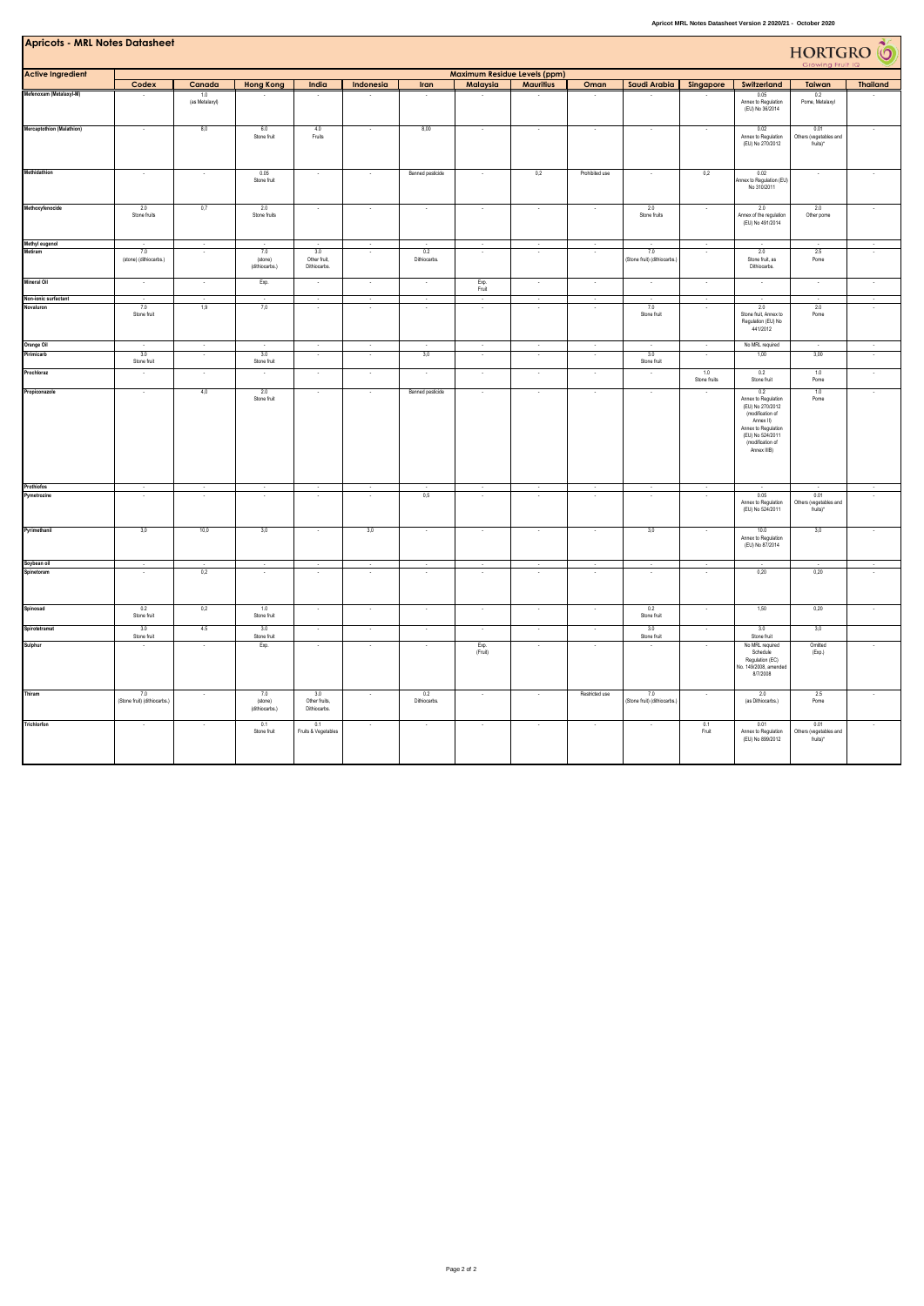## Apricots - MRL Notes Datasheet

| Active Ingredient | Maximum Residue Levels (ppm) | | | | | | | | | | | | | |
|---|---|---|---|---|---|---|---|---|---|---|---|---|---|---|
| | Codex | Canada | Hong Kong | India | Indonesia | Iran | Malaysia | Mauritius | Oman | Saudi Arabia | Singapore | Switzerland | Taiwan | Thailand |
| Mefenoxam (Metalaxyl-M) | - | 1.0 (as Metalaxyl) | - | - | - | - | - | - | - | - | - | 0.05 Annex to Regulation (EU) No 36/2014 | 0.2 Pome, Metalaxyl | - |
| Mercaptothion (Malathion) | - | 8,0 | 6.0 Stone fruit | 4.0 Fruits | - | 8,00 | - | - | - | - | - | 0.02 Annex to Regulation (EU) No 270/2012 | 0.01 Others (vegetables and fruits)* | - |
| Methidathion | - | - | 0.05 Stone fruit | - | - | Banned pesticide | - | 0,2 | Prohibited use | - | 0,2 | 0.02 Annex to Regulation (EU) No 310/2011 | - | - |
| Methoxyfenocide | 2.0 Stone fruits | 0,7 | 2.0 Stone fruits | - | - | - | - | - | - | 2.0 Stone fruits | - | 2.0 Annex of the regulation (EU) No 491/2014 | 2.0 Other pome | - |
| Methyl eugenol | - | - | - | - | - | - | - | - | - | - | - | - | - | - |
| Metiram | 7.0 (stone) (dithiocarbs.) | - | 7.0 (stone) (dithiocarbs.) | 3.0 Other fruit, Dithiocarbs. | - | 0.2 Dithiocarbs. | - | - | - | 7.0 (Stone fruit) (dithiocarbs.) | - | 2.0 Stone fruit, as Dithiocarbs. | 2.5 Pome | - |
| Mineral Oil | - | - | Exp. | - | - | - | Exp. Fruit | - | - | - | - | - | - | - |
| Non-ionic surfactant | - | - | - | - | - | - | - | - | - | - | - | - | - | - |
| Novaluron | 7.0 Stone fruit | 1,9 | 7,0 | - | - | - | - | - | - | 7.0 Stone fruit | - | 2.0 Stone fruit, Annex to Regulation (EU) No 441/2012 | 2.0 Pome | - |
| Orange Oil | - | - | - | - | - | - | - | - | - | - | - | No MRL required | - | - |
| Pirimicarb | 3.0 Stone fruit | - | 3.0 Stone fruit | - | - | 3,0 | - | - | - | 3.0 Stone fruit | - | 1,00 | 3,00 | - |
| Prochloraz | - | - | - | - | - | - | - | - | - | - | 1.0 Stone fruits | 0.2 Stone fruit | 1.0 Pome | - |
| Propiconazole | - | 4,0 | 2.0 Stone fruit | - | - | Banned pesticide | - | - | - | - | - | 0.2 Annex to Regulation (EU) No 270/2012 (modification of Annex II) Annex to Regulation (EU) No 524/2011 (modification of Annex IIIB) | 1.0 Pome | - |
| Prothiofos | - | - | - | - | - | - | - | - | - | - | - | - | - | - |
| Pymetrozine | - | - | - | - | - | 0,5 | - | - | - | - | - | 0.05 Annex to Regulation (EU) No 524/2011 | 0.01 Others (vegetables and fruits)* | - |
| Pyrimethanil | 3,0 | 10,0 | 3,0 | - | 3,0 | - | - | - | - | 3,0 | - | 10.0 Annex to Regulation (EU) No 87/2014 | 3,0 | - |
| Soybean oil | - | - | - | - | - | - | - | - | - | - | - | - | - | - |
| Spinetoram | - | 0,2 | - | - | - | - | - | - | - | - | - | 0,20 | 0,20 | - |
| Spinosad | 0.2 Stone fruit | 0,2 | 1.0 Stone fruit | - | - | - | - | - | - | 0.2 Stone fruit | - | 1,50 | 0,20 | - |
| Spirotetramat | 3.0 Stone fruit | 4.5 | 3.0 Stone fruit | - | - | - | - | - | - | 3.0 Stone fruit | - | 3.0 Stone fruit | 3,0 | |
| Sulphur | - | - | Exp. | - | - | - | Exp. (Fruit) | - | - | - | - | No MRL required Schedule Regulation (EC) No. 149/2008, amended 8/7/2008 | Omitted (Exp.) | - |
| Thiram | 7.0 (Stone fruit) (dithiocarbs.) | - | 7.0 (stone) (dithiocarbs.) | 3.0 Other fruits, Dithiocarbs. | - | 0.2 Dithiocarbs. | - | - | Restricted use | 7.0 (Stone fruit) (dithiocarbs.) | - | 2.0 (as Dithiocarbs.) | 2.5 Pome | - |
| Trichlorfon | - | - | 0.1 Stone fruit | 0.1 Fruits & Vegetables | - | - | - | - | - | - | 0.1 Fruit | 0.01 Annex to Regulation (EU) No 899/2012 | 0.01 Others (vegetables and fruits)* | - |